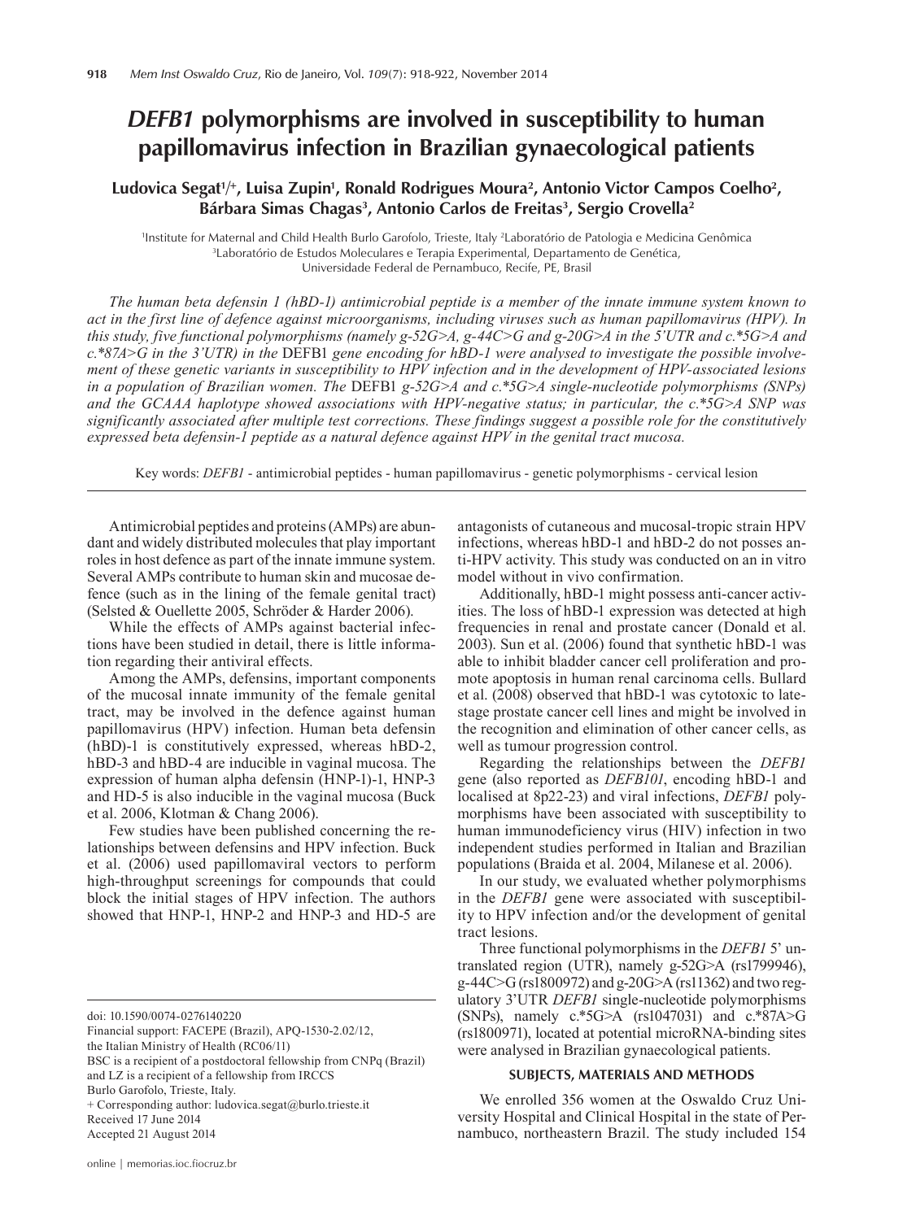# *DEFB1* polymorphisms are involved in susceptibility to human papillomavirus infection in Brazilian gynaecological patients

**Ludovica Segat[1/+], Luisa Zupin[1], Ronald Rodrigues Moura[2], Antonio Victor Campos Coelho[2], Bárbara Simas Chagas[3], Antonio Carlos de Freitas[3], Sergio Crovella[2]**

[1]Institute for Maternal and Child Health Burlo Garofolo, Trieste, Italy [2]Laboratório de Patologia e Medicina Genômica [3]Laboratório de Estudos Moleculares e Terapia Experimental, Departamento de Genética, Universidade Federal de Pernambuco, Recife, PE, Brasil

*The human beta defensin 1 (hBD-1) antimicrobial peptide is a member of the innate immune system known to act in the first line of defence against microorganisms, including viruses such as human papillomavirus (HPV). In this study, five functional polymorphisms (namely g-52G>A, g-44C>G and g-20G>A in the 5'UTR and c.*5G>A and c.*87A>G in the 3'UTR) in the* DEFB1 *gene encoding for hBD-1 were analysed to investigate the possible involvement of these genetic variants in susceptibility to HPV infection and in the development of HPV-associated lesions in a population of Brazilian women. The* DEFB1 *g-52G>A and c.*5G>A single-nucleotide polymorphisms (SNPs) and the GCAAA haplotype showed associations with HPV-negative status; in particular, the c.*5G>A SNP was significantly associated after multiple test corrections. These findings suggest a possible role for the constitutively expressed beta defensin-1 peptide as a natural defence against HPV in the genital tract mucosa.*

Key words: *DEFB1* - antimicrobial peptides - human papillomavirus - genetic polymorphisms - cervical lesion

Antimicrobial peptides and proteins (AMPs) are abundant and widely distributed molecules that play important roles in host defence as part of the innate immune system. Several AMPs contribute to human skin and mucosae defence (such as in the lining of the female genital tract) (Selsted & Ouellette 2005, Schröder & Harder 2006).

While the effects of AMPs against bacterial infections have been studied in detail, there is little information regarding their antiviral effects.

Among the AMPs, defensins, important components of the mucosal innate immunity of the female genital tract, may be involved in the defence against human papillomavirus (HPV) infection. Human beta defensin (hBD)-1 is constitutively expressed, whereas hBD-2, hBD-3 and hBD-4 are inducible in vaginal mucosa. The expression of human alpha defensin (HNP-1)-1, HNP-3 and HD-5 is also inducible in the vaginal mucosa (Buck et al. 2006, Klotman & Chang 2006).

Few studies have been published concerning the relationships between defensins and HPV infection. Buck et al. (2006) used papillomaviral vectors to perform high-throughput screenings for compounds that could block the initial stages of HPV infection. The authors showed that HNP-1, HNP-2 and HNP-3 and HD-5 are antagonists of cutaneous and mucosal-tropic strain HPV infections, whereas hBD-1 and hBD-2 do not posses anti-HPV activity. This study was conducted on an in vitro model without in vivo confirmation.

Additionally, hBD-1 might possess anti-cancer activities. The loss of hBD-1 expression was detected at high frequencies in renal and prostate cancer (Donald et al. 2003). Sun et al. (2006) found that synthetic hBD-1 was able to inhibit bladder cancer cell proliferation and promote apoptosis in human renal carcinoma cells. Bullard et al. (2008) observed that hBD-1 was cytotoxic to late-stage prostate cancer cell lines and might be involved in the recognition and elimination of other cancer cells, as well as tumour progression control.

Regarding the relationships between the *DEFB1* gene (also reported as *DEFB101*, encoding hBD-1 and localised at 8p22-23) and viral infections, *DEFB1* polymorphisms have been associated with susceptibility to human immunodeficiency virus (HIV) infection in two independent studies performed in Italian and Brazilian populations (Braida et al. 2004, Milanese et al. 2006).

In our study, we evaluated whether polymorphisms in the *DEFB1* gene were associated with susceptibility to HPV infection and/or the development of genital tract lesions.

Three functional polymorphisms in the *DEFB1* 5' untranslated region (UTR), namely g-52G>A (rs1799946), g-44C>G (rs1800972) and g-20G>A (rs11362) and two regulatory 3'UTR *DEFB1* single-nucleotide polymorphisms (SNPs), namely c.*5G>A (rs1047031) and c.*87A>G (rs1800971), located at potential microRNA-binding sites were analysed in Brazilian gynaecological patients.

## SUBJECTS, MATERIALS AND METHODS

We enrolled 356 women at the Oswaldo Cruz University Hospital and Clinical Hospital in the state of Pernambuco, northeastern Brazil. The study included 154

---

doi: 10.1590/0074-0276140220
Financial support: FACEPE (Brazil), APQ-1530-2.02/12, the Italian Ministry of Health (RC06/11)
BSC is a recipient of a postdoctoral fellowship from CNPq (Brazil) and LZ is a recipient of a fellowship from IRCCS Burlo Garofolo, Trieste, Italy.
+ Corresponding author: ludovica.segat@burlo.trieste.it
Received 17 June 2014
Accepted 21 August 2014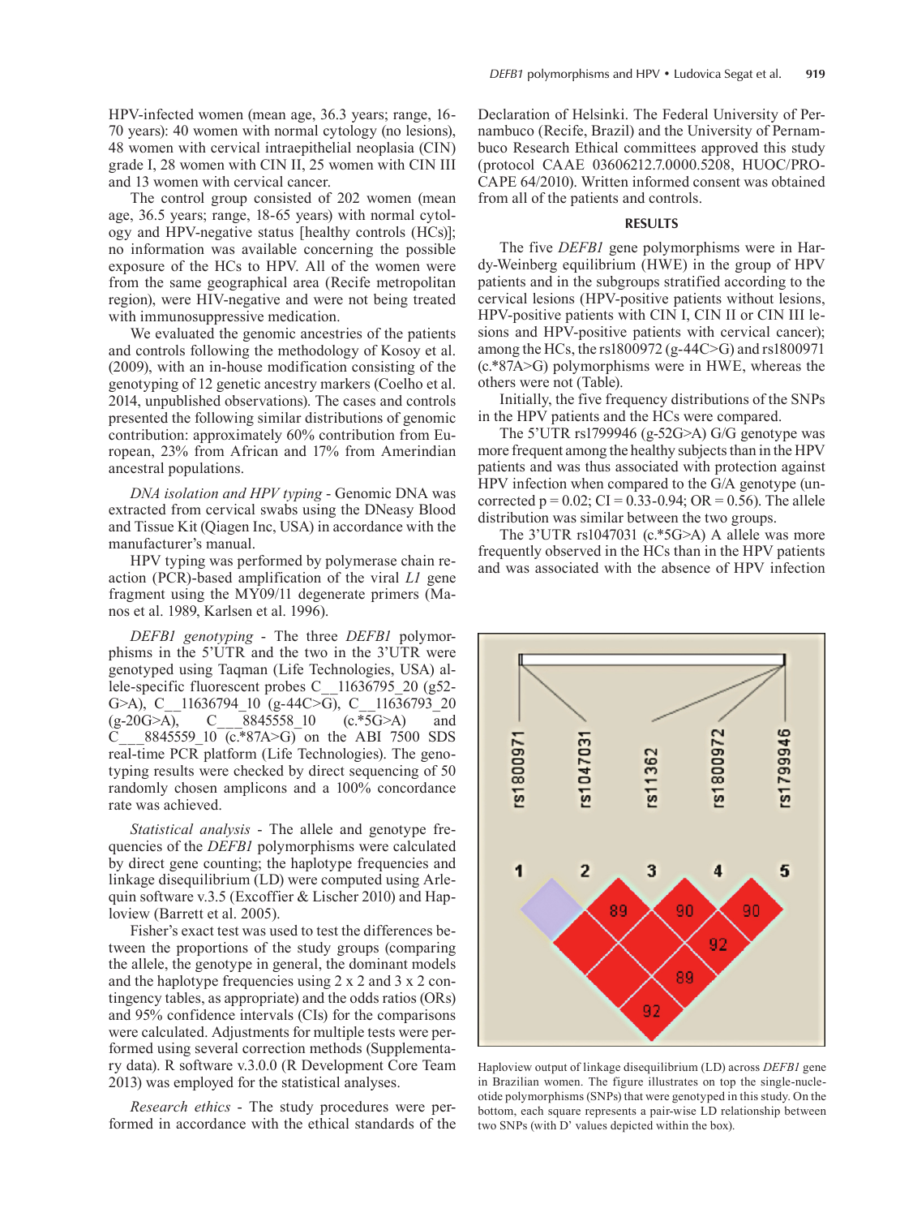HPV-infected women (mean age, 36.3 years; range, 16-70 years): 40 women with normal cytology (no lesions), 48 women with cervical intraepithelial neoplasia (CIN) grade I, 28 women with CIN II, 25 women with CIN III and 13 women with cervical cancer.

The control group consisted of 202 women (mean age, 36.5 years; range, 18-65 years) with normal cytology and HPV-negative status [healthy controls (HCs)]; no information was available concerning the possible exposure of the HCs to HPV. All of the women were from the same geographical area (Recife metropolitan region), were HIV-negative and were not being treated with immunosuppressive medication.

We evaluated the genomic ancestries of the patients and controls following the methodology of Kosoy et al. (2009), with an in-house modification consisting of the genotyping of 12 genetic ancestry markers (Coelho et al. 2014, unpublished observations). The cases and controls presented the following similar distributions of genomic contribution: approximately 60% contribution from European, 23% from African and 17% from Amerindian ancestral populations.

*DNA isolation and HPV typing* - Genomic DNA was extracted from cervical swabs using the DNeasy Blood and Tissue Kit (Qiagen Inc, USA) in accordance with the manufacturer's manual.

HPV typing was performed by polymerase chain reaction (PCR)-based amplification of the viral *L1* gene fragment using the MY09/11 degenerate primers (Manos et al. 1989, Karlsen et al. 1996).

*DEFB1 genotyping* - The three *DEFB1* polymorphisms in the 5'UTR and the two in the 3'UTR were genotyped using Taqman (Life Technologies, USA) allele-specific fluorescent probes C__11636795_20 (g52-G>A), C__11636794_10 (g-44C>G), C__11636793_20 (g-20G>A), C___8845558_10 (c.*5G>A) and C___8845559_10 (c.*87A>G) on the ABI 7500 SDS real-time PCR platform (Life Technologies). The genotyping results were checked by direct sequencing of 50 randomly chosen amplicons and a 100% concordance rate was achieved.

*Statistical analysis* - The allele and genotype frequencies of the *DEFB1* polymorphisms were calculated by direct gene counting; the haplotype frequencies and linkage disequilibrium (LD) were computed using Arlequin software v.3.5 (Excoffier & Lischer 2010) and Haploview (Barrett et al. 2005).

Fisher's exact test was used to test the differences between the proportions of the study groups (comparing the allele, the genotype in general, the dominant models and the haplotype frequencies using 2 x 2 and 3 x 2 contingency tables, as appropriate) and the odds ratios (ORs) and 95% confidence intervals (CIs) for the comparisons were calculated. Adjustments for multiple tests were performed using several correction methods (Supplementary data). R software v.3.0.0 (R Development Core Team 2013) was employed for the statistical analyses.

*Research ethics* - The study procedures were performed in accordance with the ethical standards of the Declaration of Helsinki. The Federal University of Pernambuco (Recife, Brazil) and the University of Pernambuco Research Ethical committees approved this study (protocol CAAE 03606212.7.0000.5208, HUOC/PROCAPE 64/2010). Written informed consent was obtained from all of the patients and controls.

## RESULTS

The five *DEFB1* gene polymorphisms were in Hardy-Weinberg equilibrium (HWE) in the group of HPV patients and in the subgroups stratified according to the cervical lesions (HPV-positive patients without lesions, HPV-positive patients with CIN I, CIN II or CIN III lesions and HPV-positive patients with cervical cancer); among the HCs, the rs1800972 (g-44C>G) and rs1800971 (c.*87A>G) polymorphisms were in HWE, whereas the others were not (Table).

Initially, the five frequency distributions of the SNPs in the HPV patients and the HCs were compared.

The 5'UTR rs1799946 (g-52G>A) G/G genotype was more frequent among the healthy subjects than in the HPV patients and was thus associated with protection against HPV infection when compared to the G/A genotype (uncorrected p = 0.02; CI = 0.33-0.94; OR = 0.56). The allele distribution was similar between the two groups.

The 3'UTR rs1047031 (c.*5G>A) A allele was more frequently observed in the HCs than in the HPV patients and was associated with the absence of HPV infection

Haploview output of linkage disequilibrium (LD) across *DEFB1* gene in Brazilian women. The figure illustrates on top the single-nucleotide polymorphisms (SNPs) that were genotyped in this study. On the bottom, each square represents a pair-wise LD relationship between two SNPs (with D' values depicted within the box).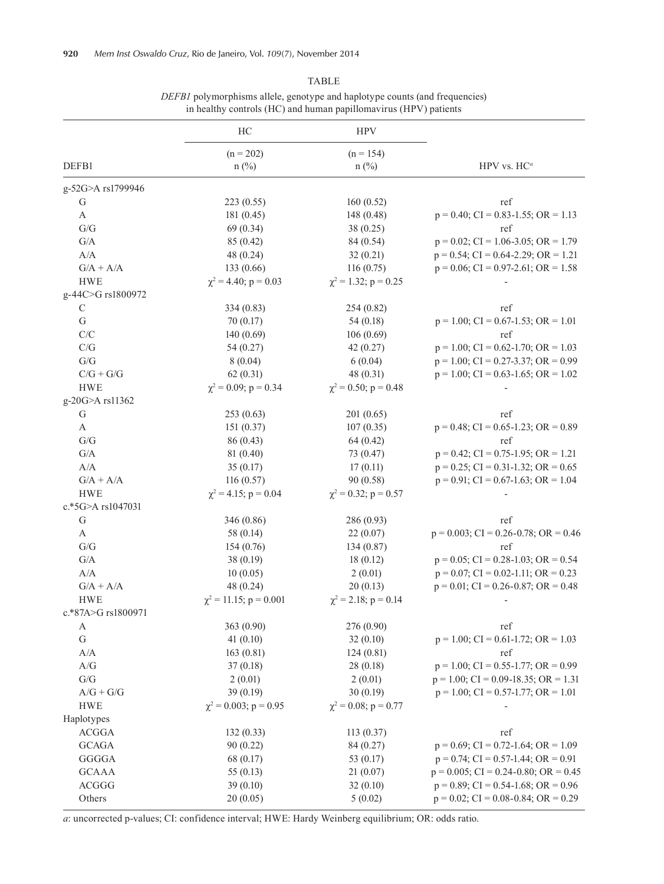TABLE

*DEFB1* polymorphisms allele, genotype and haplotype counts (and frequencies) in healthy controls (HC) and human papillomavirus (HPV) patients

| DEFB1 | HC (n = 202) n (%) | HPV (n = 154) n (%) | HPV vs. HC[a] |
|---|---|---|---|
| g-52G>A rs1799946 | | | |
| G | 223 (0.55) | 160 (0.52) | ref |
| A | 181 (0.45) | 148 (0.48) | p = 0.40; CI = 0.83-1.55; OR = 1.13 |
| G/G | 69 (0.34) | 38 (0.25) | ref |
| G/A | 85 (0.42) | 84 (0.54) | p = 0.02; CI = 1.06-3.05; OR = 1.79 |
| A/A | 48 (0.24) | 32 (0.21) | p = 0.54; CI = 0.64-2.29; OR = 1.21 |
| G/A + A/A | 133 (0.66) | 116 (0.75) | p = 0.06; CI = 0.97-2.61; OR = 1.58 |
| HWE | $\chi^2$ = 4.40; p = 0.03 | $\chi^2$ = 1.32; p = 0.25 | - |
| g-44C>G rs1800972 | | | |
| C | 334 (0.83) | 254 (0.82) | ref |
| G | 70 (0.17) | 54 (0.18) | p = 1.00; CI = 0.67-1.53; OR = 1.01 |
| C/C | 140 (0.69) | 106 (0.69) | ref |
| C/G | 54 (0.27) | 42 (0.27) | p = 1.00; CI = 0.62-1.70; OR = 1.03 |
| G/G | 8 (0.04) | 6 (0.04) | p = 1.00; CI = 0.27-3.37; OR = 0.99 |
| C/G + G/G | 62 (0.31) | 48 (0.31) | p = 1.00; CI = 0.63-1.65; OR = 1.02 |
| HWE | $\chi^2$ = 0.09; p = 0.34 | $\chi^2$ = 0.50; p = 0.48 | - |
| g-20G>A rs11362 | | | |
| G | 253 (0.63) | 201 (0.65) | ref |
| A | 151 (0.37) | 107 (0.35) | p = 0.48; CI = 0.65-1.23; OR = 0.89 |
| G/G | 86 (0.43) | 64 (0.42) | ref |
| G/A | 81 (0.40) | 73 (0.47) | p = 0.42; CI = 0.75-1.95; OR = 1.21 |
| A/A | 35 (0.17) | 17 (0.11) | p = 0.25; CI = 0.31-1.32; OR = 0.65 |
| G/A + A/A | 116 (0.57) | 90 (0.58) | p = 0.91; CI = 0.67-1.63; OR = 1.04 |
| HWE | $\chi^2$ = 4.15; p = 0.04 | $\chi^2$ = 0.32; p = 0.57 | - |
| c.*5G>A rs1047031 | | | |
| G | 346 (0.86) | 286 (0.93) | ref |
| A | 58 (0.14) | 22 (0.07) | p = 0.003; CI = 0.26-0.78; OR = 0.46 |
| G/G | 154 (0.76) | 134 (0.87) | ref |
| G/A | 38 (0.19) | 18 (0.12) | p = 0.05; CI = 0.28-1.03; OR = 0.54 |
| A/A | 10 (0.05) | 2 (0.01) | p = 0.07; CI = 0.02-1.11; OR = 0.23 |
| G/A + A/A | 48 (0.24) | 20 (0.13) | p = 0.01; CI = 0.26-0.87; OR = 0.48 |
| HWE | $\chi^2$ = 11.15; p = 0.001 | $\chi^2$ = 2.18; p = 0.14 | - |
| c.*87A>G rs1800971 | | | |
| A | 363 (0.90) | 276 (0.90) | ref |
| G | 41 (0.10) | 32 (0.10) | p = 1.00; CI = 0.61-1.72; OR = 1.03 |
| A/A | 163 (0.81) | 124 (0.81) | ref |
| A/G | 37 (0.18) | 28 (0.18) | p = 1.00; CI = 0.55-1.77; OR = 0.99 |
| G/G | 2 (0.01) | 2 (0.01) | p = 1.00; CI = 0.09-18.35; OR = 1.31 |
| A/G + G/G | 39 (0.19) | 30 (0.19) | p = 1.00; CI = 0.57-1.77; OR = 1.01 |
| HWE | $\chi^2$ = 0.003; p = 0.95 | $\chi^2$ = 0.08; p = 0.77 | - |
| Haplotypes | | | |
| ACGGA | 132 (0.33) | 113 (0.37) | ref |
| GCAGA | 90 (0.22) | 84 (0.27) | p = 0.69; CI = 0.72-1.64; OR = 1.09 |
| GGGGA | 68 (0.17) | 53 (0.17) | p = 0.74; CI = 0.57-1.44; OR = 0.91 |
| GCAAA | 55 (0.13) | 21 (0.07) | p = 0.005; CI = 0.24-0.80; OR = 0.45 |
| ACGGG | 39 (0.10) | 32 (0.10) | p = 0.89; CI = 0.54-1.68; OR = 0.96 |
| Others | 20 (0.05) | 5 (0.02) | p = 0.02; CI = 0.08-0.84; OR = 0.29 |

*a*: uncorrected p-values; CI: confidence interval; HWE: Hardy Weinberg equilibrium; OR: odds ratio.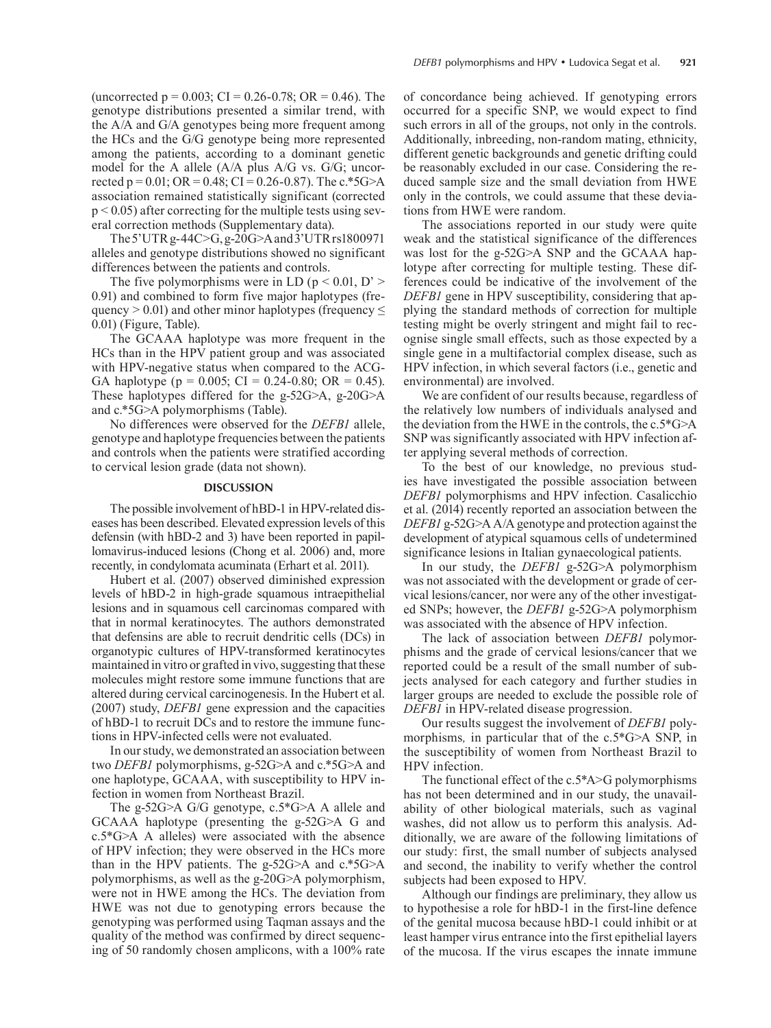(uncorrected p = 0.003; CI = 0.26-0.78; OR = 0.46). The genotype distributions presented a similar trend, with the A/A and G/A genotypes being more frequent among the HCs and the G/G genotype being more represented among the patients, according to a dominant genetic model for the A allele (A/A plus A/G vs. G/G; uncorrected p = 0.01; OR = 0.48; CI = 0.26-0.87). The c.*5G>A association remained statistically significant (corrected p < 0.05) after correcting for the multiple tests using several correction methods (Supplementary data).

The 5'UTR g-44C>G, g-20G>A and 3'UTR rs1800971 alleles and genotype distributions showed no significant differences between the patients and controls.

The five polymorphisms were in LD (p < 0.01, D' > 0.91) and combined to form five major haplotypes (frequency > 0.01) and other minor haplotypes (frequency ≤ 0.01) (Figure, Table).

The GCAAA haplotype was more frequent in the HCs than in the HPV patient group and was associated with HPV-negative status when compared to the ACGGA haplotype (p = 0.005; CI = 0.24-0.80; OR = 0.45). These haplotypes differed for the g-52G>A, g-20G>A and c.*5G>A polymorphisms (Table).

No differences were observed for the *DEFB1* allele, genotype and haplotype frequencies between the patients and controls when the patients were stratified according to cervical lesion grade (data not shown).

## DISCUSSION

The possible involvement of hBD-1 in HPV-related diseases has been described. Elevated expression levels of this defensin (with hBD-2 and 3) have been reported in papillomavirus-induced lesions (Chong et al. 2006) and, more recently, in condylomata acuminata (Erhart et al. 2011).

Hubert et al. (2007) observed diminished expression levels of hBD-2 in high-grade squamous intraepithelial lesions and in squamous cell carcinomas compared with that in normal keratinocytes. The authors demonstrated that defensins are able to recruit dendritic cells (DCs) in organotypic cultures of HPV-transformed keratinocytes maintained in vitro or grafted in vivo, suggesting that these molecules might restore some immune functions that are altered during cervical carcinogenesis. In the Hubert et al. (2007) study, *DEFB1* gene expression and the capacities of hBD-1 to recruit DCs and to restore the immune functions in HPV-infected cells were not evaluated.

In our study, we demonstrated an association between two *DEFB1* polymorphisms, g-52G>A and c.*5G>A and one haplotype, GCAAA, with susceptibility to HPV infection in women from Northeast Brazil.

The g-52G>A G/G genotype, c.5*G>A A allele and GCAAA haplotype (presenting the g-52G>A G and c.5*G>A A alleles) were associated with the absence of HPV infection; they were observed in the HCs more than in the HPV patients. The g-52G>A and c.*5G>A polymorphisms, as well as the g-20G>A polymorphism, were not in HWE among the HCs. The deviation from HWE was not due to genotyping errors because the genotyping was performed using Taqman assays and the quality of the method was confirmed by direct sequencing of 50 randomly chosen amplicons, with a 100% rate of concordance being achieved. If genotyping errors occurred for a specific SNP, we would expect to find such errors in all of the groups, not only in the controls. Additionally, inbreeding, non-random mating, ethnicity, different genetic backgrounds and genetic drifting could be reasonably excluded in our case. Considering the reduced sample size and the small deviation from HWE only in the controls, we could assume that these deviations from HWE were random.

The associations reported in our study were quite weak and the statistical significance of the differences was lost for the g-52G>A SNP and the GCAAA haplotype after correcting for multiple testing. These differences could be indicative of the involvement of the *DEFB1* gene in HPV susceptibility, considering that applying the standard methods of correction for multiple testing might be overly stringent and might fail to recognise single small effects, such as those expected by a single gene in a multifactorial complex disease, such as HPV infection, in which several factors (i.e., genetic and environmental) are involved.

We are confident of our results because, regardless of the relatively low numbers of individuals analysed and the deviation from the HWE in the controls, the c.5*G>A SNP was significantly associated with HPV infection after applying several methods of correction.

To the best of our knowledge, no previous studies have investigated the possible association between *DEFB1* polymorphisms and HPV infection. Casalicchio et al. (2014) recently reported an association between the *DEFB1* g-52G>A A/A genotype and protection against the development of atypical squamous cells of undetermined significance lesions in Italian gynaecological patients.

In our study, the *DEFB1* g-52G>A polymorphism was not associated with the development or grade of cervical lesions/cancer, nor were any of the other investigated SNPs; however, the *DEFB1* g-52G>A polymorphism was associated with the absence of HPV infection.

The lack of association between *DEFB1* polymorphisms and the grade of cervical lesions/cancer that we reported could be a result of the small number of subjects analysed for each category and further studies in larger groups are needed to exclude the possible role of *DEFB1* in HPV-related disease progression.

Our results suggest the involvement of *DEFB1* polymorphisms*,* in particular that of the c.5*G>A SNP, in the susceptibility of women from Northeast Brazil to HPV infection.

The functional effect of the c.5*A>G polymorphisms has not been determined and in our study, the unavailability of other biological materials, such as vaginal washes, did not allow us to perform this analysis. Additionally, we are aware of the following limitations of our study: first, the small number of subjects analysed and second, the inability to verify whether the control subjects had been exposed to HPV.

Although our findings are preliminary, they allow us to hypothesise a role for hBD-1 in the first-line defence of the genital mucosa because hBD-1 could inhibit or at least hamper virus entrance into the first epithelial layers of the mucosa. If the virus escapes the innate immune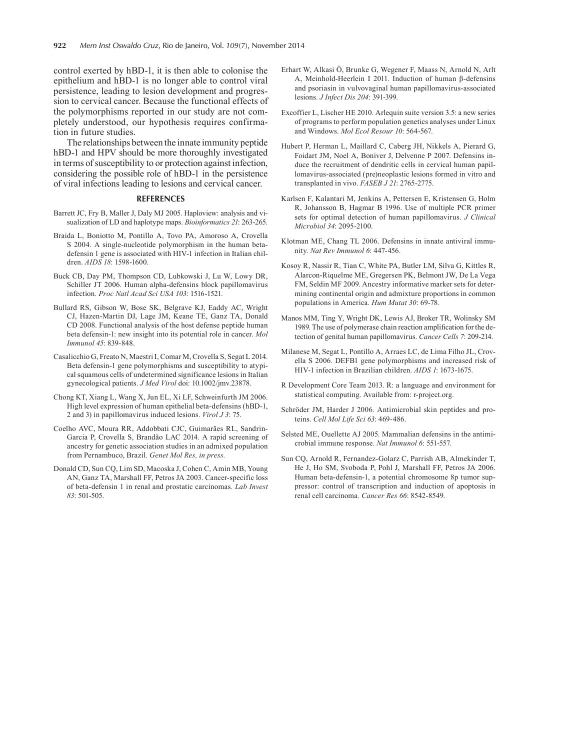control exerted by hBD-1, it is then able to colonise the epithelium and hBD-1 is no longer able to control viral persistence, leading to lesion development and progression to cervical cancer. Because the functional effects of the polymorphisms reported in our study are not completely understood, our hypothesis requires confirmation in future studies.

The relationships between the innate immunity peptide hBD-1 and HPV should be more thoroughly investigated in terms of susceptibility to or protection against infection, considering the possible role of hBD-1 in the persistence of viral infections leading to lesions and cervical cancer.

## REFERENCES

Barrett JC, Fry B, Maller J, Daly MJ 2005. Haploview: analysis and visualization of LD and haplotype maps. *Bioinformatics 21*: 263-265.

Braida L, Boniotto M, Pontillo A, Tovo PA, Amoroso A, Crovella S 2004. A single-nucleotide polymorphism in the human beta-defensin 1 gene is associated with HIV-1 infection in Italian children. *AIDS 18*: 1598-1600.

Buck CB, Day PM, Thompson CD, Lubkowski J, Lu W, Lowy DR, Schiller JT 2006. Human alpha-defensins block papillomavirus infection. *Proc Natl Acad Sci USA 103*: 1516-1521.

Bullard RS, Gibson W, Bose SK, Belgrave KJ, Eaddy AC, Wright CJ, Hazen-Martin DJ, Lage JM, Keane TE, Ganz TA, Donald CD 2008. Functional analysis of the host defense peptide human beta defensin-1: new insight into its potential role in cancer. *Mol Immunol 45*: 839-848.

Casalicchio G, Freato N, Maestri I, Comar M, Crovella S, Segat L 2014. Beta defensin-1 gene polymorphisms and susceptibility to atypical squamous cells of undetermined significance lesions in Italian gynecological patients. *J Med Virol* doi: 10.1002/jmv.23878.

Chong KT, Xiang L, Wang X, Jun EL, Xi LF, Schweinfurth JM 2006. High level expression of human epithelial beta-defensins (hBD-1, 2 and 3) in papillomavirus induced lesions. *Virol J 3*: 75.

Coelho AVC, Moura RR, Addobbati CJC, Guimarães RL, Sandrin-Garcia P, Crovella S, Brandão LAC 2014. A rapid screening of ancestry for genetic association studies in an admixed population from Pernambuco, Brazil. *Genet Mol Res, in press.*

Donald CD, Sun CQ, Lim SD, Macoska J, Cohen C, Amin MB, Young AN, Ganz TA, Marshall FF, Petros JA 2003. Cancer-specific loss of beta-defensin 1 in renal and prostatic carcinomas. *Lab Invest 83*: 501-505.

Erhart W, Alkasi Ö, Brunke G, Wegener F, Maass N, Arnold N, Arlt A, Meinhold-Heerlein I 2011. Induction of human β-defensins and psoriasin in vulvovaginal human papillomavirus-associated lesions. *J Infect Dis 204*: 391-399.

Excoffier L, Lischer HE 2010. Arlequin suite version 3.5: a new series of programs to perform population genetics analyses under Linux and Windows. *Mol Ecol Resour 10*: 564-567.

Hubert P, Herman L, Maillard C, Caberg JH, Nikkels A, Pierard G, Foidart JM, Noel A, Boniver J, Delvenne P 2007. Defensins induce the recruitment of dendritic cells in cervical human papillomavirus-associated (pre)neoplastic lesions formed in vitro and transplanted in vivo. *FASEB J 21*: 2765-2775.

Karlsen F, Kalantari M, Jenkins A, Pettersen E, Kristensen G, Holm R, Johansson B, Hagmar B 1996. Use of multiple PCR primer sets for optimal detection of human papillomavirus. *J Clinical Microbiol 34*: 2095-2100.

Klotman ME, Chang TL 2006. Defensins in innate antiviral immunity. *Nat Rev Immunol 6*: 447-456.

Kosoy R, Nassir R, Tian C, White PA, Butler LM, Silva G, Kittles R, Alarcon-Riquelme ME, Gregersen PK, Belmont JW, De La Vega FM, Seldin MF 2009. Ancestry informative marker sets for determining continental origin and admixture proportions in common populations in America. *Hum Mutat 30*: 69-78.

Manos MM, Ting Y, Wright DK, Lewis AJ, Broker TR, Wolinsky SM 1989. The use of polymerase chain reaction amplification for the detection of genital human papillomavirus. *Cancer Cells 7*: 209-214.

Milanese M, Segat L, Pontillo A, Arraes LC, de Lima Filho JL, Crovella S 2006. DEFB1 gene polymorphisms and increased risk of HIV-1 infection in Brazilian children. *AIDS 1*: 1673-1675.

R Development Core Team 2013. R: a language and environment for statistical computing. Available from: r-project.org.

Schröder JM, Harder J 2006. Antimicrobial skin peptides and proteins. *Cell Mol Life Sci 63*: 469-486.

Selsted ME, Ouellette AJ 2005. Mammalian defensins in the antimicrobial immune response. *Nat Immunol 6*: 551-557.

Sun CQ, Arnold R, Fernandez-Golarz C, Parrish AB, Almekinder T, He J, Ho SM, Svoboda P, Pohl J, Marshall FF, Petros JA 2006. Human beta-defensin-1, a potential chromosome 8p tumor suppressor: control of transcription and induction of apoptosis in renal cell carcinoma. *Cancer Res 66*: 8542-8549.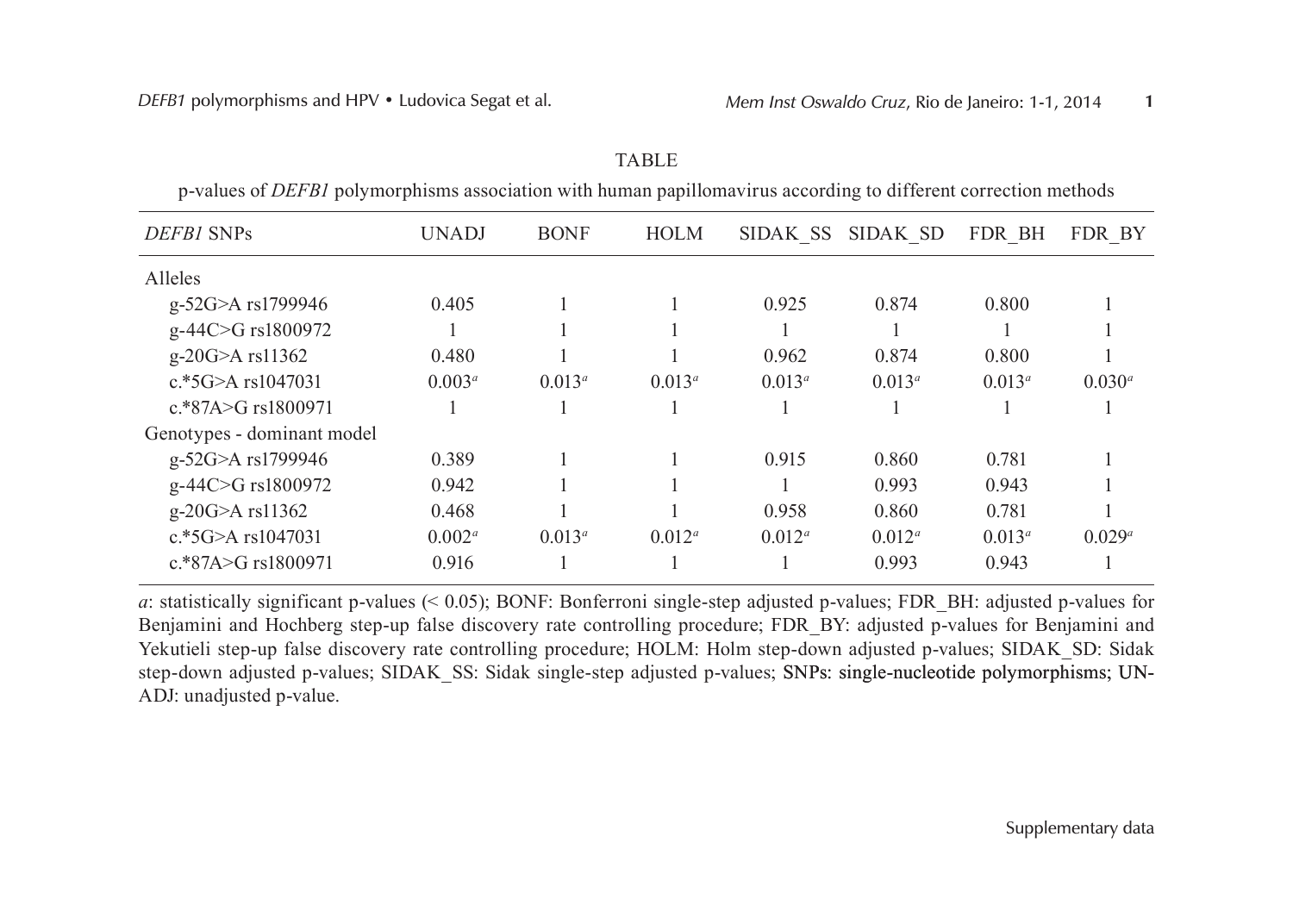TABLE

p-values of *DEFB1* polymorphisms association with human papillomavirus according to different correction methods

| *DEFB1* SNPs | UNADJ | BONF | HOLM | SIDAK_SS | SIDAK_SD | FDR_BH | FDR_BY |
|---|---|---|---|---|---|---|---|
| Alleles | | | | | | | |
| g-52G>A rs1799946 | 0.405 | 1 | 1 | 0.925 | 0.874 | 0.800 | 1 |
| g-44C>G rs1800972 | 1 | 1 | 1 | 1 | 1 | 1 | 1 |
| g-20G>A rs11362 | 0.480 | 1 | 1 | 0.962 | 0.874 | 0.800 | 1 |
| c.*5G>A rs1047031 | 0.003[a] | 0.013[a] | 0.013[a] | 0.013[a] | 0.013[a] | 0.013[a] | 0.030[a] |
| c.*87A>G rs1800971 | 1 | 1 | 1 | 1 | 1 | 1 | 1 |
| Genotypes - dominant model | | | | | | | |
| g-52G>A rs1799946 | 0.389 | 1 | 1 | 0.915 | 0.860 | 0.781 | 1 |
| g-44C>G rs1800972 | 0.942 | 1 | 1 | 1 | 0.993 | 0.943 | 1 |
| g-20G>A rs11362 | 0.468 | 1 | 1 | 0.958 | 0.860 | 0.781 | 1 |
| c.*5G>A rs1047031 | 0.002[a] | 0.013[a] | 0.012[a] | 0.012[a] | 0.012[a] | 0.013[a] | 0.029[a] |
| c.*87A>G rs1800971 | 0.916 | 1 | 1 | 1 | 0.993 | 0.943 | 1 |

*a*: statistically significant p-values (< 0.05); BONF: Bonferroni single-step adjusted p-values; FDR_BH: adjusted p-values for Benjamini and Hochberg step-up false discovery rate controlling procedure; FDR_BY: adjusted p-values for Benjamini and Yekutieli step-up false discovery rate controlling procedure; HOLM: Holm step-down adjusted p-values; SIDAK_SD: Sidak step-down adjusted p-values; SIDAK_SS: Sidak single-step adjusted p-values; SNPs: single-nucleotide polymorphisms; UNADJ: unadjusted p-value.

Supplementary data